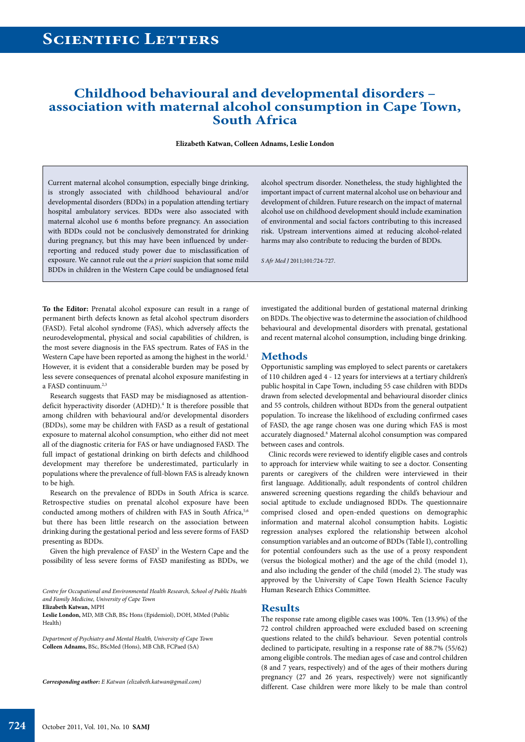# Childhood behavioural and developmental disorders – association with maternal alcohol consumption in Cape Town, South Africa

**Elizabeth Katwan, Colleen Adnams, Leslie London**

Current maternal alcohol consumption, especially binge drinking, is strongly associated with childhood behavioural and/or developmental disorders (BDDs) in a population attending tertiary hospital ambulatory services. BDDs were also associated with maternal alcohol use 6 months before pregnancy. An association with BDDs could not be conclusively demonstrated for drinking during pregnancy, but this may have been influenced by under-reporting and reduced study power due to misclassification of exposure. We cannot rule out the *a priori* suspicion that some mild BDDs in children in the Western Cape could be undiagnosed fetal alcohol spectrum disorder. Nonetheless, the study highlighted the important impact of current maternal alcohol use on behaviour and development of children. Future research on the impact of maternal alcohol use on childhood development should include examination of environmental and social factors contributing to this increased risk. Upstream interventions aimed at reducing alcohol-related harms may also contribute to reducing the burden of BDDs.

*S Afr Med J* 2011;101:724-727.

**To the Editor:** Prenatal alcohol exposure can result in a range of permanent birth defects known as fetal alcohol spectrum disorders (FASD). Fetal alcohol syndrome (FAS), which adversely affects the neurodevelopmental, physical and social capabilities of children, is the most severe diagnosis in the FAS spectrum. Rates of FAS in the Western Cape have been reported as among the highest in the world.[1] However, it is evident that a considerable burden may be posed by less severe consequences of prenatal alcohol exposure manifesting in a FASD continuum.[2,3]

Research suggests that FASD may be misdiagnosed as attention-deficit hyperactivity disorder (ADHD).[4] It is therefore possible that among children with behavioural and/or developmental disorders (BDDs), some may be children with FASD as a result of gestational exposure to maternal alcohol consumption, who either did not meet all of the diagnostic criteria for FAS or have undiagnosed FASD. The full impact of gestational drinking on birth defects and childhood development may therefore be underestimated, particularly in populations where the prevalence of full-blown FAS is already known to be high.

Research on the prevalence of BDDs in South Africa is scarce. Retrospective studies on prenatal alcohol exposure have been conducted among mothers of children with FAS in South Africa,[5,6] but there has been little research on the association between drinking during the gestational period and less severe forms of FASD presenting as BDDs.

Given the high prevalence of FASD[7] in the Western Cape and the possibility of less severe forms of FASD manifesting as BDDs, we investigated the additional burden of gestational maternal drinking on BDDs. The objective was to determine the association of childhood behavioural and developmental disorders with prenatal, gestational and recent maternal alcohol consumption, including binge drinking.

*Centre for Occupational and Environmental Health Research, School of Public Health and Family Medicine, University of Cape Town*
**Elizabeth Katwan,** MPH
**Leslie London,** MD, MB ChB, BSc Hons (Epidemiol), DOH, MMed (Public Health)

*Department of Psychiatry and Mental Health, University of Cape Town*
**Colleen Adnams,** BSc, BScMed (Hons), MB ChB, FCPaed (SA)

***Corresponding author:*** *E Katwan (elizabeth.katwan@gmail.com)*

## Methods

Opportunistic sampling was employed to select parents or caretakers of 110 children aged 4 - 12 years for interviews at a tertiary children's public hospital in Cape Town, including 55 case children with BDDs drawn from selected developmental and behavioural disorder clinics and 55 controls, children without BDDs from the general outpatient population. To increase the likelihood of excluding confirmed cases of FASD, the age range chosen was one during which FAS is most accurately diagnosed.[8] Maternal alcohol consumption was compared between cases and controls.

Clinic records were reviewed to identify eligible cases and controls to approach for interview while waiting to see a doctor. Consenting parents or caregivers of the children were interviewed in their first language. Additionally, adult respondents of control children answered screening questions regarding the child's behaviour and social aptitude to exclude undiagnosed BDDs. The questionnaire comprised closed and open-ended questions on demographic information and maternal alcohol consumption habits. Logistic regression analyses explored the relationship between alcohol consumption variables and an outcome of BDDs (Table I), controlling for potential confounders such as the use of a proxy respondent (versus the biological mother) and the age of the child (model 1), and also including the gender of the child (model 2). The study was approved by the University of Cape Town Health Science Faculty Human Research Ethics Committee.

## Results

The response rate among eligible cases was 100%. Ten (13.9%) of the 72 control children approached were excluded based on screening questions related to the child's behaviour. Seven potential controls declined to participate, resulting in a response rate of 88.7% (55/62) among eligible controls. The median ages of case and control children (8 and 7 years, respectively) and of the ages of their mothers during pregnancy (27 and 26 years, respectively) were not significantly different. Case children were more likely to be male than control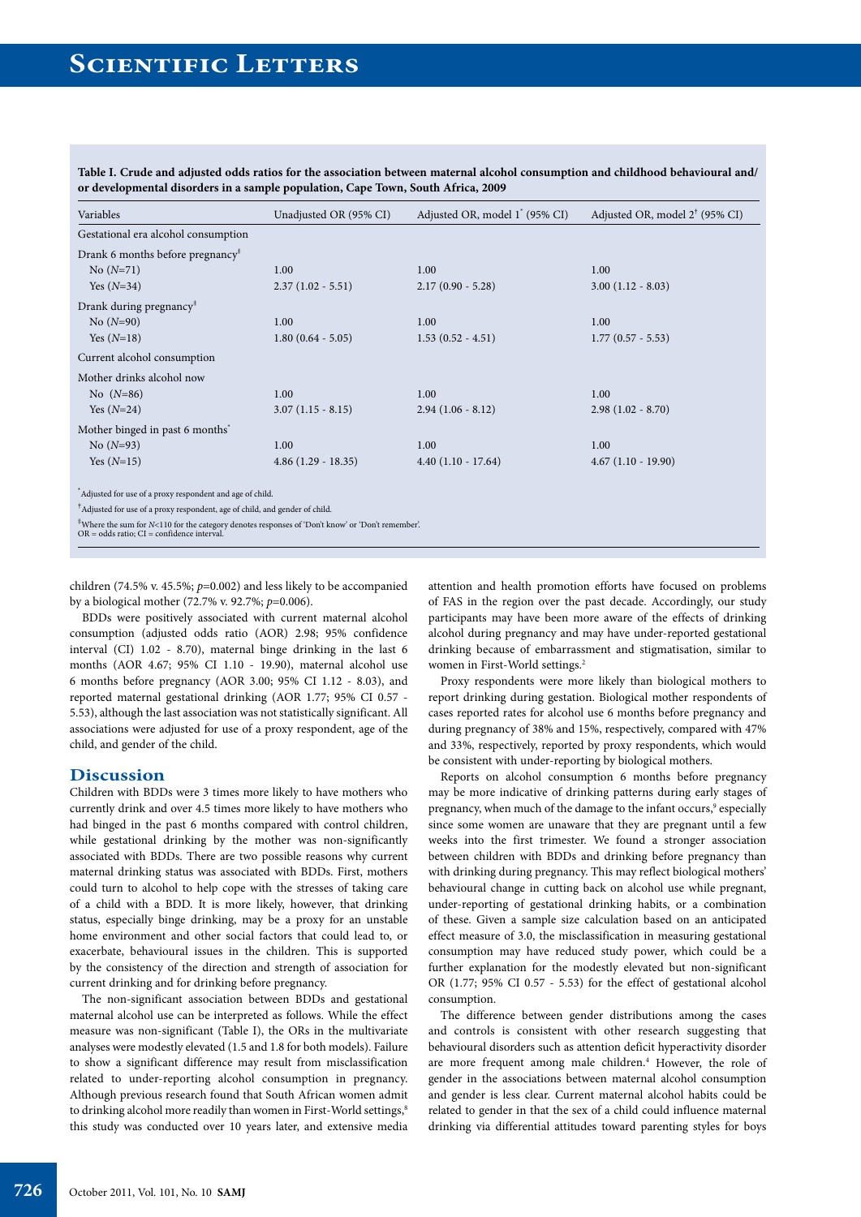**Table I. Crude and adjusted odds ratios for the association between maternal alcohol consumption and childhood behavioural and/or developmental disorders in a sample population, Cape Town, South Africa, 2009**

| Variables | Unadjusted OR (95% CI) | Adjusted OR, model 1* (95% CI) | Adjusted OR, model 2† (95% CI) |
|---|---|---|---|
| Gestational era alcohol consumption | | | |
| Drank 6 months before pregnancy‡ | | | |
| No ($N$=71) | 1.00 | 1.00 | 1.00 |
| Yes ($N$=34) | 2.37 (1.02 - 5.51) | 2.17 (0.90 - 5.28) | 3.00 (1.12 - 8.03) |
| Drank during pregnancy‡ | | | |
| No ($N$=90) | 1.00 | 1.00 | 1.00 |
| Yes ($N$=18) | 1.80 (0.64 - 5.05) | 1.53 (0.52 - 4.51) | 1.77 (0.57 - 5.53) |
| Current alcohol consumption | | | |
| Mother drinks alcohol now | | | |
| No ($N$=86) | 1.00 | 1.00 | 1.00 |
| Yes ($N$=24) | 3.07 (1.15 - 8.15) | 2.94 (1.06 - 8.12) | 2.98 (1.02 - 8.70) |
| Mother binged in past 6 months* | | | |
| No ($N$=93) | 1.00 | 1.00 | 1.00 |
| Yes ($N$=15) | 4.86 (1.29 - 18.35) | 4.40 (1.10 - 17.64) | 4.67 (1.10 - 19.90) |

*Adjusted for use of a proxy respondent and age of child.

†Adjusted for use of a proxy respondent, age of child, and gender of child.

‡Where the sum for $N$<110 for the category denotes responses of 'Don't know' or 'Don't remember'.
OR = odds ratio; CI = confidence interval.

children (74.5% v. 45.5%; $p$=0.002) and less likely to be accompanied by a biological mother (72.7% v. 92.7%; $p$=0.006).

BDDs were positively associated with current maternal alcohol consumption (adjusted odds ratio (AOR) 2.98; 95% confidence interval (CI) 1.02 - 8.70), maternal binge drinking in the last 6 months (AOR 4.67; 95% CI 1.10 - 19.90), maternal alcohol use 6 months before pregnancy (AOR 3.00; 95% CI 1.12 - 8.03), and reported maternal gestational drinking (AOR 1.77; 95% CI 0.57 - 5.53), although the last association was not statistically significant. All associations were adjusted for use of a proxy respondent, age of the child, and gender of the child.

## Discussion

Children with BDDs were 3 times more likely to have mothers who currently drink and over 4.5 times more likely to have mothers who had binged in the past 6 months compared with control children, while gestational drinking by the mother was non-significantly associated with BDDs. There are two possible reasons why current maternal drinking status was associated with BDDs. First, mothers could turn to alcohol to help cope with the stresses of taking care of a child with a BDD. It is more likely, however, that drinking status, especially binge drinking, may be a proxy for an unstable home environment and other social factors that could lead to, or exacerbate, behavioural issues in the children. This is supported by the consistency of the direction and strength of association for current drinking and for drinking before pregnancy.

The non-significant association between BDDs and gestational maternal alcohol use can be interpreted as follows. While the effect measure was non-significant (Table I), the ORs in the multivariate analyses were modestly elevated (1.5 and 1.8 for both models). Failure to show a significant difference may result from misclassification related to under-reporting alcohol consumption in pregnancy. Although previous research found that South African women admit to drinking alcohol more readily than women in First-World settings,[8] this study was conducted over 10 years later, and extensive media attention and health promotion efforts have focused on problems of FAS in the region over the past decade. Accordingly, our study participants may have been more aware of the effects of drinking alcohol during pregnancy and may have under-reported gestational drinking because of embarrassment and stigmatisation, similar to women in First-World settings.[2]

Proxy respondents were more likely than biological mothers to report drinking during gestation. Biological mother respondents of cases reported rates for alcohol use 6 months before pregnancy and during pregnancy of 38% and 15%, respectively, compared with 47% and 33%, respectively, reported by proxy respondents, which would be consistent with under-reporting by biological mothers.

Reports on alcohol consumption 6 months before pregnancy may be more indicative of drinking patterns during early stages of pregnancy, when much of the damage to the infant occurs,[9] especially since some women are unaware that they are pregnant until a few weeks into the first trimester. We found a stronger association between children with BDDs and drinking before pregnancy than with drinking during pregnancy. This may reflect biological mothers' behavioural change in cutting back on alcohol use while pregnant, under-reporting of gestational drinking habits, or a combination of these. Given a sample size calculation based on an anticipated effect measure of 3.0, the misclassification in measuring gestational consumption may have reduced study power, which could be a further explanation for the modestly elevated but non-significant OR (1.77; 95% CI 0.57 - 5.53) for the effect of gestational alcohol consumption.

The difference between gender distributions among the cases and controls is consistent with other research suggesting that behavioural disorders such as attention deficit hyperactivity disorder are more frequent among male children.[4] However, the role of gender in the associations between maternal alcohol consumption and gender is less clear. Current maternal alcohol habits could be related to gender in that the sex of a child could influence maternal drinking via differential attitudes toward parenting styles for boys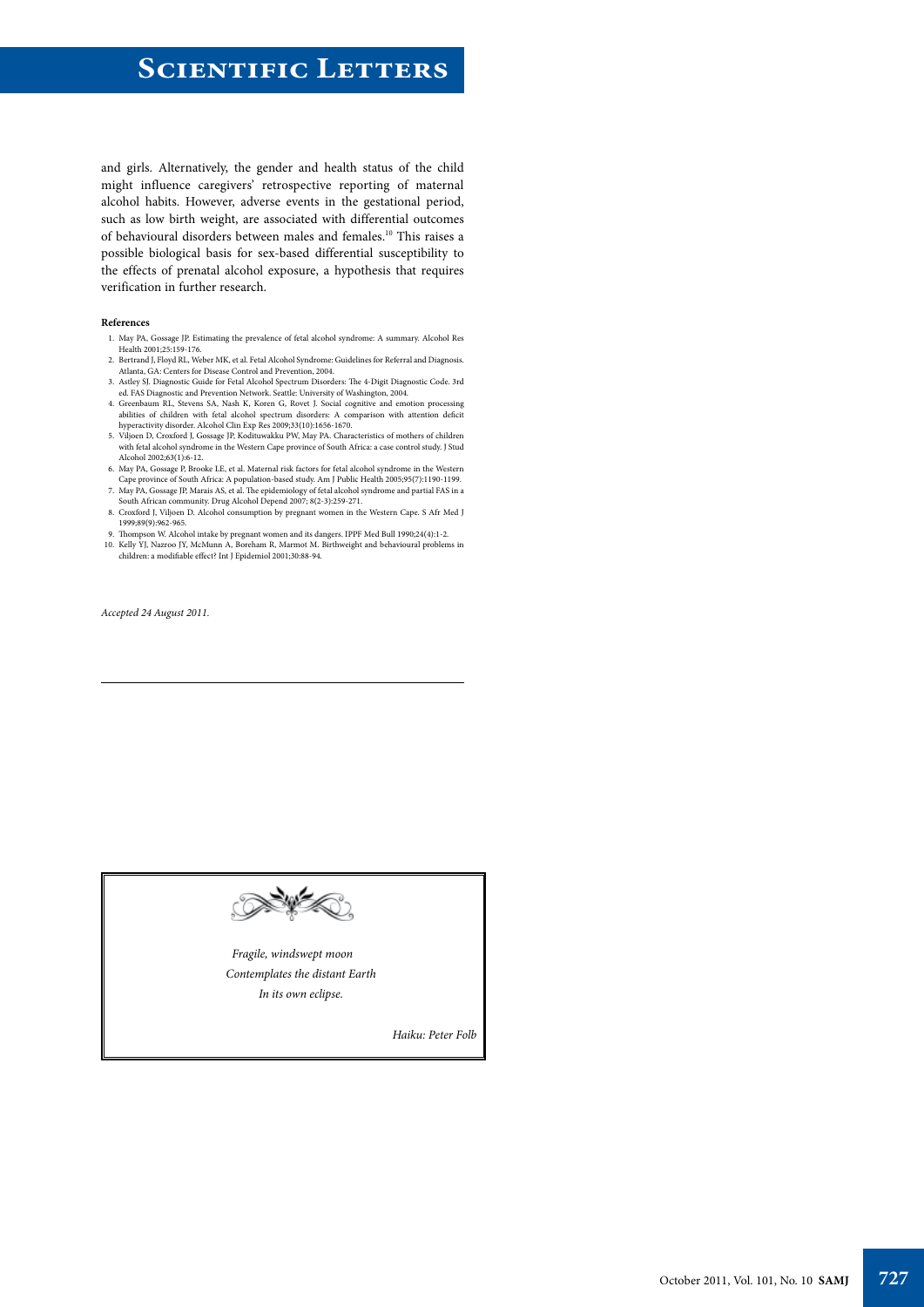and girls. Alternatively, the gender and health status of the child might influence caregivers' retrospective reporting of maternal alcohol habits. However, adverse events in the gestational period, such as low birth weight, are associated with differential outcomes of behavioural disorders between males and females.[10] This raises a possible biological basis for sex-based differential susceptibility to the effects of prenatal alcohol exposure, a hypothesis that requires verification in further research.

#### References

1. May PA, Gossage JP. Estimating the prevalence of fetal alcohol syndrome: A summary. Alcohol Res Health 2001;25:159-176.
2. Bertrand J, Floyd RL, Weber MK, et al. Fetal Alcohol Syndrome: Guidelines for Referral and Diagnosis. Atlanta, GA: Centers for Disease Control and Prevention, 2004.
3. Astley SJ. Diagnostic Guide for Fetal Alcohol Spectrum Disorders: The 4-Digit Diagnostic Code. 3rd ed. FAS Diagnostic and Prevention Network. Seattle: University of Washington, 2004.
4. Greenbaum RL, Stevens SA, Nash K, Koren G, Rovet J. Social cognitive and emotion processing abilities of children with fetal alcohol spectrum disorders: A comparison with attention deficit hyperactivity disorder. Alcohol Clin Exp Res 2009;33(10):1656-1670.
5. Viljoen D, Croxford J, Gossage JP, Kodituwakku PW, May PA. Characteristics of mothers of children with fetal alcohol syndrome in the Western Cape province of South Africa: a case control study. J Stud Alcohol 2002;63(1):6-12.
6. May PA, Gossage P, Brooke LE, et al. Maternal risk factors for fetal alcohol syndrome in the Western Cape province of South Africa: A population-based study. Am J Public Health 2005;95(7):1190-1199.
7. May PA, Gossage JP, Marais AS, et al. The epidemiology of fetal alcohol syndrome and partial FAS in a South African community. Drug Alcohol Depend 2007; 8(2-3):259-271.
8. Croxford J, Viljoen D. Alcohol consumption by pregnant women in the Western Cape. S Afr Med J 1999;89(9):962-965.
9. Thompson W. Alcohol intake by pregnant women and its dangers. IPPF Med Bull 1990;24(4):1-2.
10. Kelly YJ, Nazroo JY, McMunn A, Boreham R, Marmot M. Birthweight and behavioural problems in children: a modifiable effect? Int J Epidemiol 2001;30:88-94.

*Accepted 24 August 2011.*

---

*Fragile, windswept moon*
*Contemplates the distant Earth*
*In its own eclipse.*

*Haiku: Peter Folb*